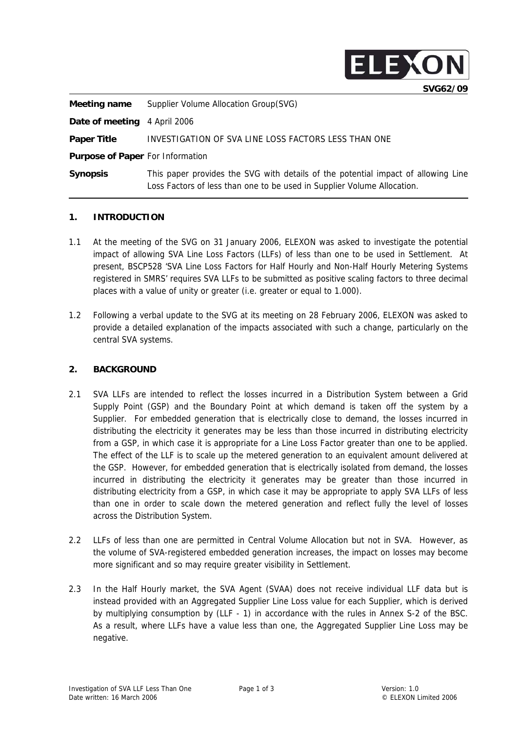SVG62/09

| | |
|---|---|
| **Meeting name** | Supplier Volume Allocation Group(SVG) |
| **Date of meeting** | 4 April 2006 |
| **Paper Title** | INVESTIGATION OF SVA LINE LOSS FACTORS LESS THAN ONE |
| **Purpose of Paper** | For Information |
| **Synopsis** | This paper provides the SVG with details of the potential impact of allowing Line Loss Factors of less than one to be used in Supplier Volume Allocation. |

## 1. INTRODUCTION

1.1 At the meeting of the SVG on 31 January 2006, ELEXON was asked to investigate the potential impact of allowing SVA Line Loss Factors (LLFs) of less than one to be used in Settlement. At present, BSCP528 'SVA Line Loss Factors for Half Hourly and Non-Half Hourly Metering Systems registered in SMRS' requires SVA LLFs to be submitted as positive scaling factors to three decimal places with a value of unity or greater (i.e. greater or equal to 1.000).

1.2 Following a verbal update to the SVG at its meeting on 28 February 2006, ELEXON was asked to provide a detailed explanation of the impacts associated with such a change, particularly on the central SVA systems.

## 2. BACKGROUND

2.1 SVA LLFs are intended to reflect the losses incurred in a Distribution System between a Grid Supply Point (GSP) and the Boundary Point at which demand is taken off the system by a Supplier. For embedded generation that is electrically close to demand, the losses incurred in distributing the electricity it generates may be less than those incurred in distributing electricity from a GSP, in which case it is appropriate for a Line Loss Factor greater than one to be applied. The effect of the LLF is to scale up the metered generation to an equivalent amount delivered at the GSP. However, for embedded generation that is electrically isolated from demand, the losses incurred in distributing the electricity it generates may be greater than those incurred in distributing electricity from a GSP, in which case it may be appropriate to apply SVA LLFs of less than one in order to scale down the metered generation and reflect fully the level of losses across the Distribution System.

2.2 LLFs of less than one are permitted in Central Volume Allocation but not in SVA. However, as the volume of SVA-registered embedded generation increases, the impact on losses may become more significant and so may require greater visibility in Settlement.

2.3 In the Half Hourly market, the SVA Agent (SVAA) does not receive individual LLF data but is instead provided with an Aggregated Supplier Line Loss value for each Supplier, which is derived by multiplying consumption by (LLF - 1) in accordance with the rules in Annex S-2 of the BSC. As a result, where LLFs have a value less than one, the Aggregated Supplier Line Loss may be negative.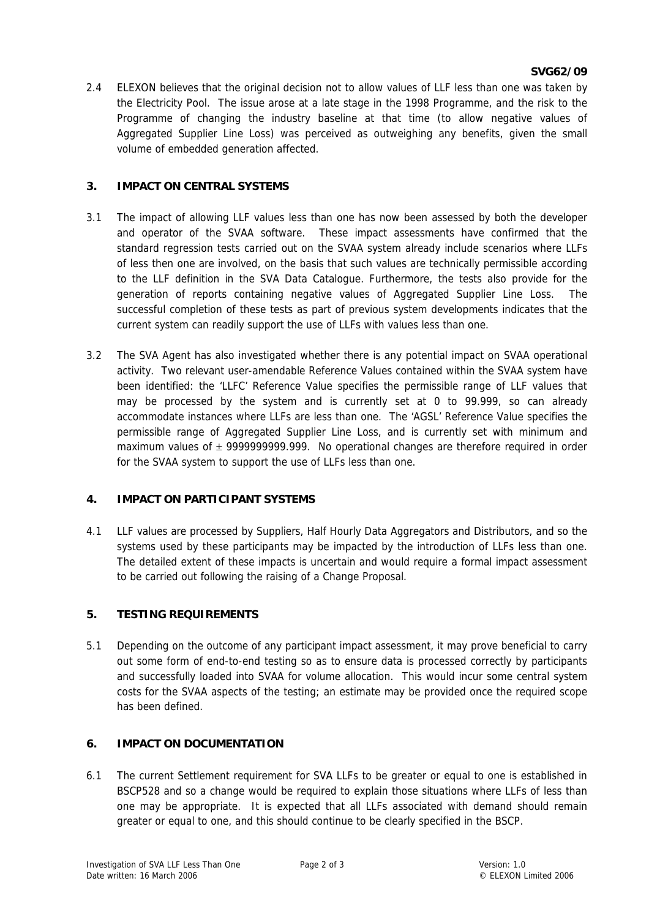2.4 ELEXON believes that the original decision not to allow values of LLF less than one was taken by the Electricity Pool. The issue arose at a late stage in the 1998 Programme, and the risk to the Programme of changing the industry baseline at that time (to allow negative values of Aggregated Supplier Line Loss) was perceived as outweighing any benefits, given the small volume of embedded generation affected.

## 3. IMPACT ON CENTRAL SYSTEMS

3.1 The impact of allowing LLF values less than one has now been assessed by both the developer and operator of the SVAA software. These impact assessments have confirmed that the standard regression tests carried out on the SVAA system already include scenarios where LLFs of less then one are involved, on the basis that such values are technically permissible according to the LLF definition in the SVA Data Catalogue. Furthermore, the tests also provide for the generation of reports containing negative values of Aggregated Supplier Line Loss. The successful completion of these tests as part of previous system developments indicates that the current system can readily support the use of LLFs with values less than one.

3.2 The SVA Agent has also investigated whether there is any potential impact on SVAA operational activity. Two relevant user-amendable Reference Values contained within the SVAA system have been identified: the 'LLFC' Reference Value specifies the permissible range of LLF values that may be processed by the system and is currently set at 0 to 99.999, so can already accommodate instances where LLFs are less than one. The 'AGSL' Reference Value specifies the permissible range of Aggregated Supplier Line Loss, and is currently set with minimum and maximum values of ± 9999999999.999. No operational changes are therefore required in order for the SVAA system to support the use of LLFs less than one.

## 4. IMPACT ON PARTICIPANT SYSTEMS

4.1 LLF values are processed by Suppliers, Half Hourly Data Aggregators and Distributors, and so the systems used by these participants may be impacted by the introduction of LLFs less than one. The detailed extent of these impacts is uncertain and would require a formal impact assessment to be carried out following the raising of a Change Proposal.

## 5. TESTING REQUIREMENTS

5.1 Depending on the outcome of any participant impact assessment, it may prove beneficial to carry out some form of end-to-end testing so as to ensure data is processed correctly by participants and successfully loaded into SVAA for volume allocation. This would incur some central system costs for the SVAA aspects of the testing; an estimate may be provided once the required scope has been defined.

## 6. IMPACT ON DOCUMENTATION

6.1 The current Settlement requirement for SVA LLFs to be greater or equal to one is established in BSCP528 and so a change would be required to explain those situations where LLFs of less than one may be appropriate. It is expected that all LLFs associated with demand should remain greater or equal to one, and this should continue to be clearly specified in the BSCP.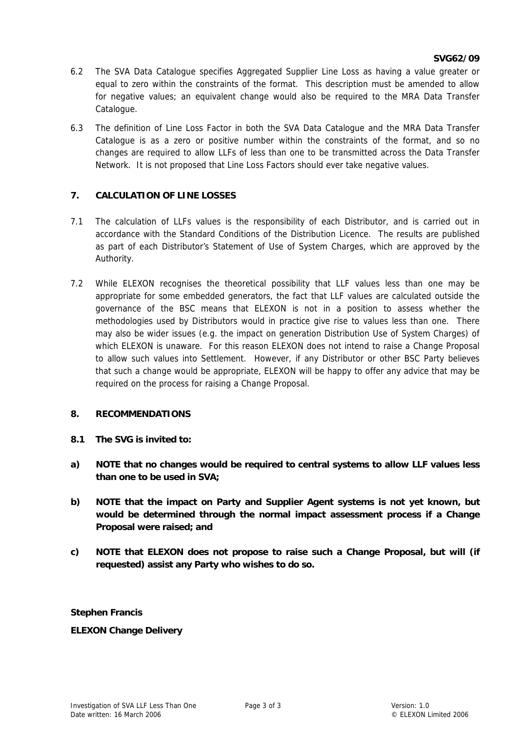6.2 The SVA Data Catalogue specifies Aggregated Supplier Line Loss as having a value greater or equal to zero within the constraints of the format. This description must be amended to allow for negative values; an equivalent change would also be required to the MRA Data Transfer Catalogue.

6.3 The definition of Line Loss Factor in both the SVA Data Catalogue and the MRA Data Transfer Catalogue is as a zero or positive number within the constraints of the format, and so no changes are required to allow LLFs of less than one to be transmitted across the Data Transfer Network. It is not proposed that Line Loss Factors should ever take negative values.

## 7. CALCULATION OF LINE LOSSES

7.1 The calculation of LLFs values is the responsibility of each Distributor, and is carried out in accordance with the Standard Conditions of the Distribution Licence. The results are published as part of each Distributor's Statement of Use of System Charges, which are approved by the Authority.

7.2 While ELEXON recognises the theoretical possibility that LLF values less than one may be appropriate for some embedded generators, the fact that LLF values are calculated outside the governance of the BSC means that ELEXON is not in a position to assess whether the methodologies used by Distributors would in practice give rise to values less than one. There may also be wider issues (e.g. the impact on generation Distribution Use of System Charges) of which ELEXON is unaware. For this reason ELEXON does not intend to raise a Change Proposal to allow such values into Settlement. However, if any Distributor or other BSC Party believes that such a change would be appropriate, ELEXON will be happy to offer any advice that may be required on the process for raising a Change Proposal.

## 8. RECOMMENDATIONS

**8.1 The SVG is invited to:**

**a) NOTE that no changes would be required to central systems to allow LLF values less than one to be used in SVA;**

**b) NOTE that the impact on Party and Supplier Agent systems is not yet known, but would be determined through the normal impact assessment process if a Change Proposal were raised; and**

**c) NOTE that ELEXON does not propose to raise such a Change Proposal, but will (if requested) assist any Party who wishes to do so.**

**Stephen Francis**

**ELEXON Change Delivery**